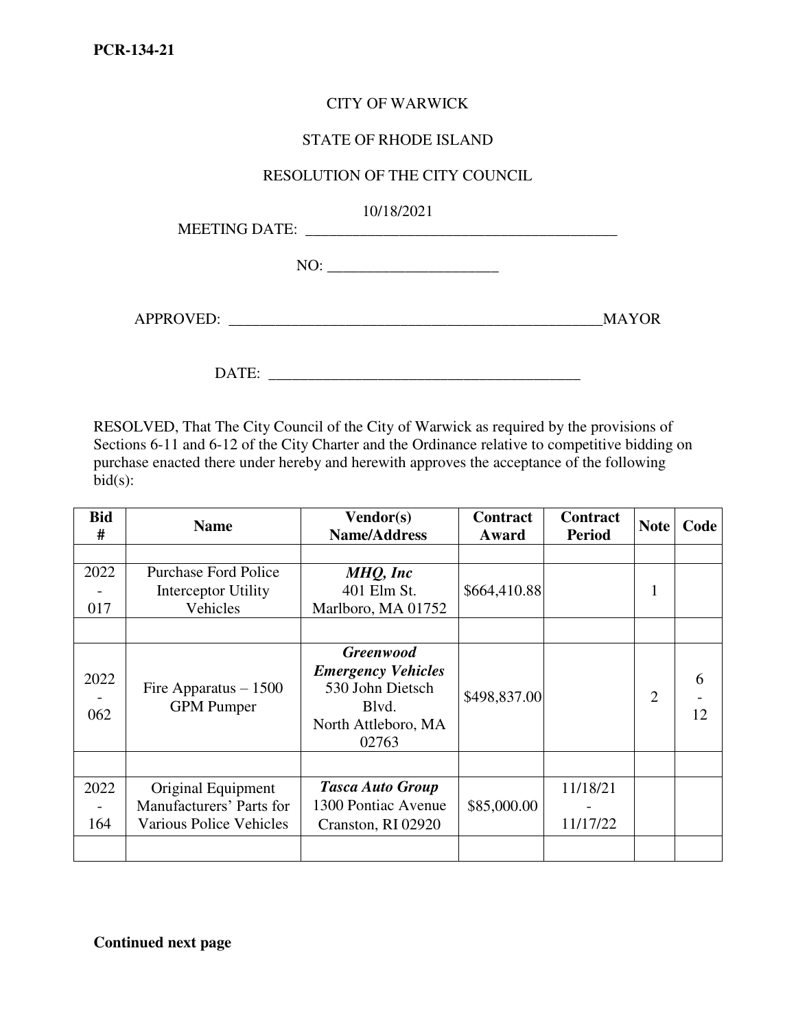**PCR-134-21**

CITY OF WARWICK

STATE OF RHODE ISLAND

RESOLUTION OF THE CITY COUNCIL

MEETING DATE: 10/18/2021

NO: ______________________

APPROVED: _______________________________________________MAYOR

DATE: ________________________________________

RESOLVED, That The City Council of the City of Warwick as required by the provisions of Sections 6-11 and 6-12 of the City Charter and the Ordinance relative to competitive bidding on purchase enacted there under hereby and herewith approves the acceptance of the following bid(s):

| Bid # | Name | Vendor(s) Name/Address | Contract Award | Contract Period | Note | Code |
|---|---|---|---|---|---|---|
| | | | | | | |
| 2022 - 017 | Purchase Ford Police Interceptor Utility Vehicles | ***MHQ, Inc*** 401 Elm St. Marlboro, MA 01752 | $664,410.88 | | 1 | |
| | | | | | | |
| 2022 - 062 | Fire Apparatus – 1500 GPM Pumper | ***Greenwood Emergency Vehicles*** 530 John Dietsch Blvd. North Attleboro, MA 02763 | $498,837.00 | | 2 | 6 - 12 |
| | | | | | | |
| 2022 - 164 | Original Equipment Manufacturers' Parts for Various Police Vehicles | ***Tasca Auto Group*** 1300 Pontiac Avenue Cranston, RI 02920 | $85,000.00 | 11/18/21 - 11/17/22 | | |
| | | | | | | |

**Continued next page**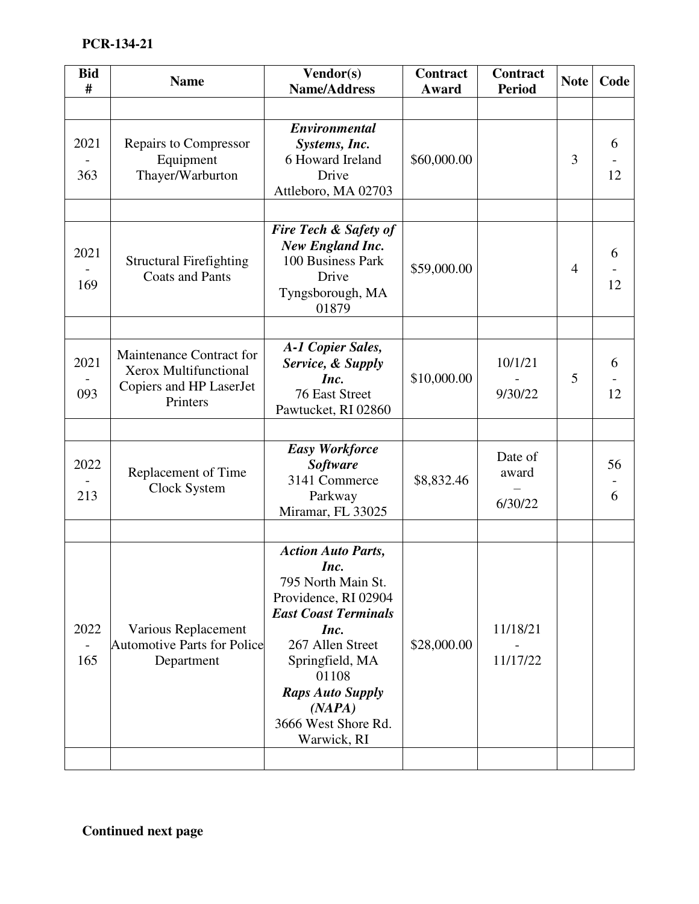**PCR-134-21**

| Bid # | Name | Vendor(s) Name/Address | Contract Award | Contract Period | Note | Code |
|---|---|---|---|---|---|---|
| | | | | | | |
| 2021-363 | Repairs to Compressor Equipment Thayer/Warburton | ***Environmental Systems, Inc.*** 6 Howard Ireland Drive Attleboro, MA 02703 | $60,000.00 | | 3 | 6-12 |
| | | | | | | |
| 2021-169 | Structural Firefighting Coats and Pants | ***Fire Tech & Safety of New England Inc.*** 100 Business Park Drive Tyngsborough, MA 01879 | $59,000.00 | | 4 | 6-12 |
| | | | | | | |
| 2021-093 | Maintenance Contract for Xerox Multifunctional Copiers and HP LaserJet Printers | ***A-1 Copier Sales, Service, & Supply Inc.*** 76 East Street Pawtucket, RI 02860 | $10,000.00 | 10/1/21 - 9/30/22 | 5 | 6-12 |
| | | | | | | |
| 2022-213 | Replacement of Time Clock System | ***Easy Workforce Software*** 3141 Commerce Parkway Miramar, FL 33025 | $8,832.46 | Date of award – 6/30/22 | | 56-6 |
| | | | | | | |
| 2022-165 | Various Replacement Automotive Parts for Police Department | ***Action Auto Parts, Inc.*** 795 North Main St. Providence, RI 02904 ***East Coast Terminals Inc.*** 267 Allen Street Springfield, MA 01108 ***Raps Auto Supply (NAPA)*** 3666 West Shore Rd. Warwick, RI | $28,000.00 | 11/18/21 - 11/17/22 | | |
| | | | | | | |

**Continued next page**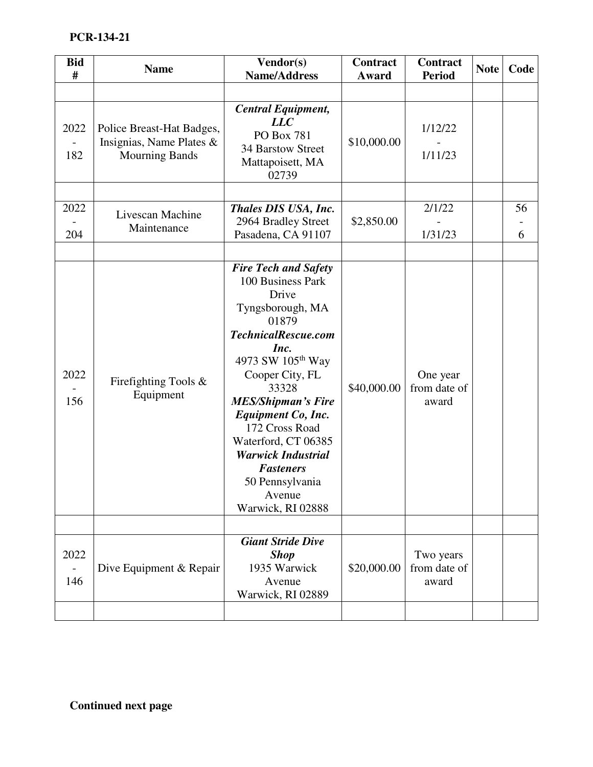**PCR-134-21**

| Bid # | Name | Vendor(s) Name/Address | Contract Award | Contract Period | Note | Code |
|---|---|---|---|---|---|---|
| | | | | | | |
| 2022 - 182 | Police Breast-Hat Badges, Insignias, Name Plates & Mourning Bands | ***Central Equipment, LLC*** PO Box 781 34 Barstow Street Mattapoisett, MA 02739 | $10,000.00 | 1/12/22 - 1/11/23 | | |
| | | | | | | |
| 2022 - 204 | Livescan Machine Maintenance | ***Thales DIS USA, Inc.*** 2964 Bradley Street Pasadena, CA 91107 | $2,850.00 | 2/1/22 - 1/31/23 | | 56 - 6 |
| | | | | | | |
| 2022 - 156 | Firefighting Tools & Equipment | ***Fire Tech and Safety*** 100 Business Park Drive Tyngsborough, MA 01879 ***TechnicalRescue.com Inc.*** 4973 SW 105th Way Cooper City, FL 33328 ***MES/Shipman's Fire Equipment Co, Inc.*** 172 Cross Road Waterford, CT 06385 ***Warwick Industrial Fasteners*** 50 Pennsylvania Avenue Warwick, RI 02888 | $40,000.00 | One year from date of award | | |
| | | | | | | |
| 2022 - 146 | Dive Equipment & Repair | ***Giant Stride Dive Shop*** 1935 Warwick Avenue Warwick, RI 02889 | $20,000.00 | Two years from date of award | | |
| | | | | | | |

**Continued next page**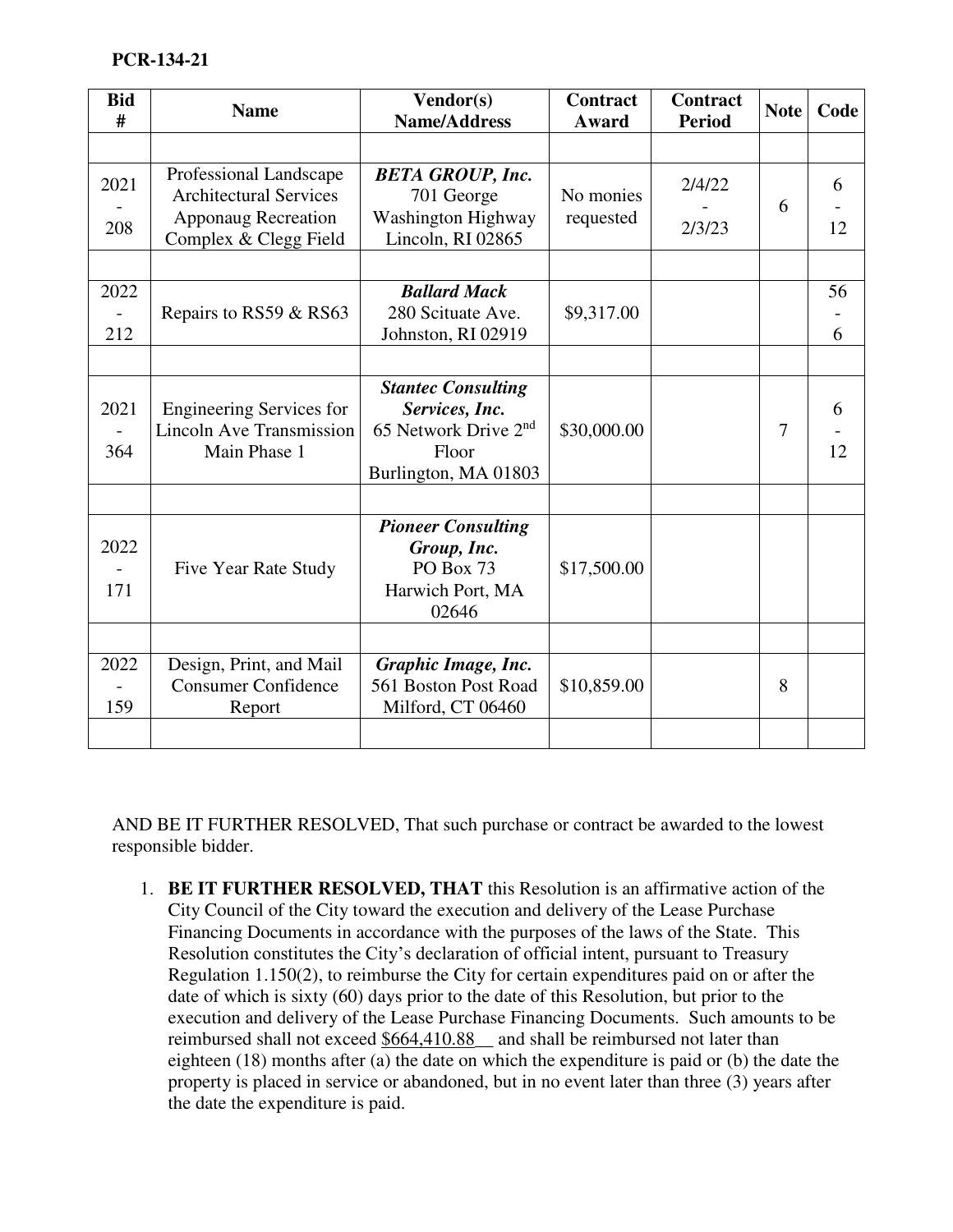**PCR-134-21**

| Bid # | Name | Vendor(s) Name/Address | Contract Award | Contract Period | Note | Code |
|---|---|---|---|---|---|---|
| | | | | | | |
| 2021-208 | Professional Landscape Architectural Services Apponaug Recreation Complex & Clegg Field | ***BETA GROUP, Inc.*** 701 George Washington Highway Lincoln, RI 02865 | No monies requested | 2/4/22 - 2/3/23 | 6 | 6-12 |
| | | | | | | |
| 2022-212 | Repairs to RS59 & RS63 | ***Ballard Mack*** 280 Scituate Ave. Johnston, RI 02919 | $9,317.00 | | | 56-6 |
| | | | | | | |
| 2021-364 | Engineering Services for Lincoln Ave Transmission Main Phase 1 | ***Stantec Consulting Services, Inc.*** 65 Network Drive 2nd Floor Burlington, MA 01803 | $30,000.00 | | 7 | 6-12 |
| | | | | | | |
| 2022-171 | Five Year Rate Study | ***Pioneer Consulting Group, Inc.*** PO Box 73 Harwich Port, MA 02646 | $17,500.00 | | | |
| | | | | | | |
| 2022-159 | Design, Print, and Mail Consumer Confidence Report | ***Graphic Image, Inc.*** 561 Boston Post Road Milford, CT 06460 | $10,859.00 | | 8 | |
| | | | | | | |

AND BE IT FURTHER RESOLVED, That such purchase or contract be awarded to the lowest responsible bidder.

1. **BE IT FURTHER RESOLVED, THAT** this Resolution is an affirmative action of the City Council of the City toward the execution and delivery of the Lease Purchase Financing Documents in accordance with the purposes of the laws of the State. This Resolution constitutes the City's declaration of official intent, pursuant to Treasury Regulation 1.150(2), to reimburse the City for certain expenditures paid on or after the date of which is sixty (60) days prior to the date of this Resolution, but prior to the execution and delivery of the Lease Purchase Financing Documents. Such amounts to be reimbursed shall not exceed $664,410.88__ and shall be reimbursed not later than eighteen (18) months after (a) the date on which the expenditure is paid or (b) the date the property is placed in service or abandoned, but in no event later than three (3) years after the date the expenditure is paid.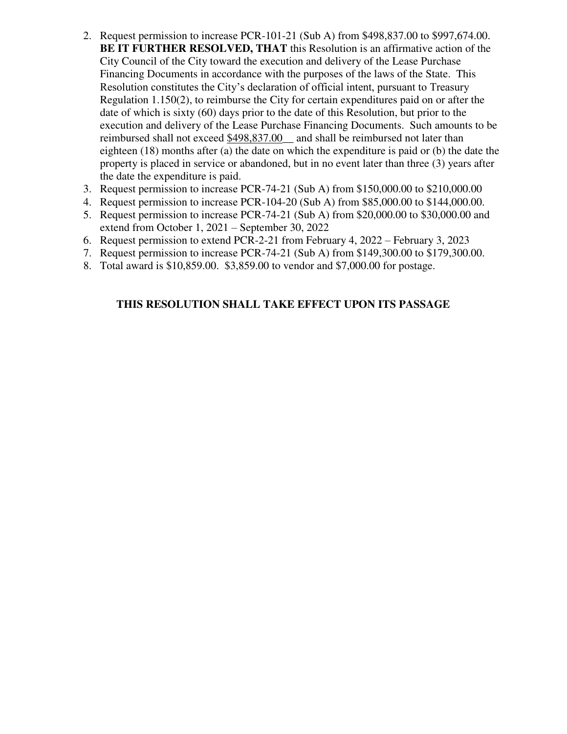2. Request permission to increase PCR-101-21 (Sub A) from $498,837.00 to $997,674.00. **BE IT FURTHER RESOLVED, THAT** this Resolution is an affirmative action of the City Council of the City toward the execution and delivery of the Lease Purchase Financing Documents in accordance with the purposes of the laws of the State. This Resolution constitutes the City's declaration of official intent, pursuant to Treasury Regulation 1.150(2), to reimburse the City for certain expenditures paid on or after the date of which is sixty (60) days prior to the date of this Resolution, but prior to the execution and delivery of the Lease Purchase Financing Documents. Such amounts to be reimbursed shall not exceed $498,837.00__ and shall be reimbursed not later than eighteen (18) months after (a) the date on which the expenditure is paid or (b) the date the property is placed in service or abandoned, but in no event later than three (3) years after the date the expenditure is paid.
3. Request permission to increase PCR-74-21 (Sub A) from $150,000.00 to $210,000.00
4. Request permission to increase PCR-104-20 (Sub A) from $85,000.00 to $144,000.00.
5. Request permission to increase PCR-74-21 (Sub A) from $20,000.00 to $30,000.00 and extend from October 1, 2021 – September 30, 2022
6. Request permission to extend PCR-2-21 from February 4, 2022 – February 3, 2023
7. Request permission to increase PCR-74-21 (Sub A) from $149,300.00 to $179,300.00.
8. Total award is $10,859.00. $3,859.00 to vendor and $7,000.00 for postage.

**THIS RESOLUTION SHALL TAKE EFFECT UPON ITS PASSAGE**